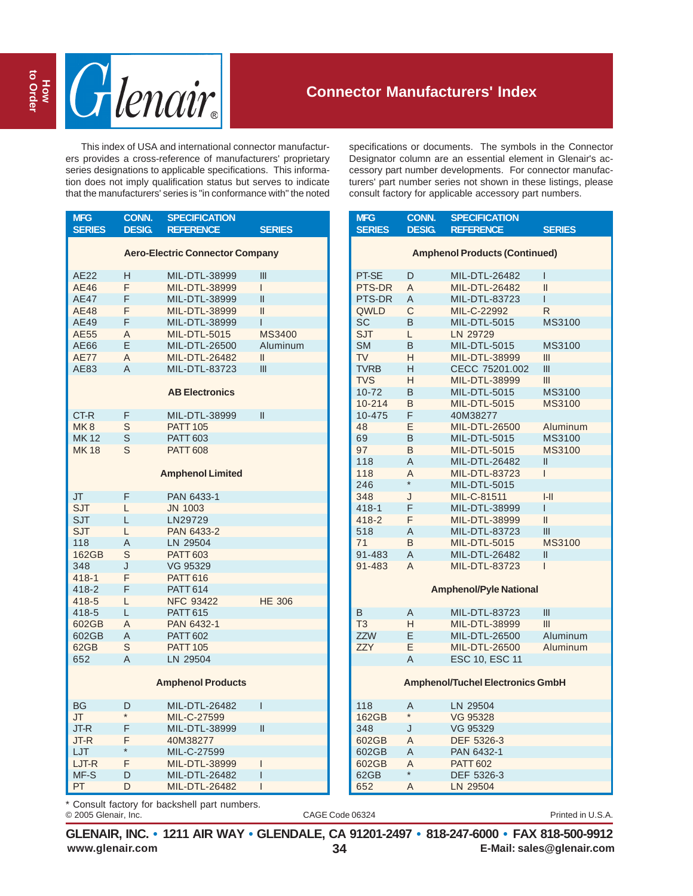# Connector Manufacturers' Index

This index of USA and international connector manufacturers provides a cross-reference of manufacturers' proprietary series designations to applicable specifications. This information does not imply qualification status but serves to indicate that the manufacturers' series is "in conformance with" the noted specifications or documents. The symbols in the Connector Designator column are an essential element in Glenair's accessory part number developments. For connector manufacturers' part number series not shown in these listings, please consult factory for applicable accessory part numbers.

| MFG SERIES | CONN. DESIG. | SPECIFICATION REFERENCE | SERIES |
|---|---|---|---|
| **Aero-Electric Connector Company** | | | |
| AE22 | H | MIL-DTL-38999 | III |
| AE46 | F | MIL-DTL-38999 | I |
| AE47 | F | MIL-DTL-38999 | II |
| AE48 | F | MIL-DTL-38999 | II |
| AE49 | F | MIL-DTL-38999 | I |
| AE55 | A | MIL-DTL-5015 | MS3400 |
| AE66 | E | MIL-DTL-26500 | Aluminum |
| AE77 | A | MIL-DTL-26482 | II |
| AE83 | A | MIL-DTL-83723 | III |
| **AB Electronics** | | | |
| CT-R | F | MIL-DTL-38999 | II |
| MK 8 | S | PATT 105 | |
| MK 12 | S | PATT 603 | |
| MK 18 | S | PATT 608 | |
| **Amphenol Limited** | | | |
| JT | F | PAN 6433-1 | |
| SJT | L | JN 1003 | |
| SJT | L | LN29729 | |
| SJT | L | PAN 6433-2 | |
| 118 | A | LN 29504 | |
| 162GB | S | PATT 603 | |
| 348 | J | VG 95329 | |
| 418-1 | F | PATT 616 | |
| 418-2 | F | PATT 614 | |
| 418-5 | L | NFC 93422 | HE 306 |
| 418-5 | L | PATT 615 | |
| 602GB | A | PAN 6432-1 | |
| 602GB | A | PATT 602 | |
| 62GB | S | PATT 105 | |
| 652 | A | LN 29504 | |
| **Amphenol Products** | | | |
| BG | D | MIL-DTL-26482 | I |
| JT | * | MIL-C-27599 | |
| JT-R | F | MIL-DTL-38999 | II |
| JT-R | F | 40M38277 | |
| LJT | * | MIL-C-27599 | |
| LJT-R | F | MIL-DTL-38999 | I |
| MF-S | D | MIL-DTL-26482 | I |
| PT | D | MIL-DTL-26482 | I |

| MFG SERIES | CONN. DESIG. | SPECIFICATION REFERENCE | SERIES |
|---|---|---|---|
| **Amphenol Products (Continued)** | | | |
| PT-SE | D | MIL-DTL-26482 | I |
| PTS-DR | A | MIL-DTL-26482 | II |
| PTS-DR | A | MIL-DTL-83723 | I |
| QWLD | C | MIL-C-22992 | R |
| SC | B | MIL-DTL-5015 | MS3100 |
| SJT | L | LN 29729 | |
| SM | B | MIL-DTL-5015 | MS3100 |
| TV | H | MIL-DTL-38999 | III |
| TVRB | H | CECC 75201.002 | III |
| TVS | H | MIL-DTL-38999 | III |
| 10-72 | B | MIL-DTL-5015 | MS3100 |
| 10-214 | B | MIL-DTL-5015 | MS3100 |
| 10-475 | F | 40M38277 | |
| 48 | E | MIL-DTL-26500 | Aluminum |
| 69 | B | MIL-DTL-5015 | MS3100 |
| 97 | B | MIL-DTL-5015 | MS3100 |
| 118 | A | MIL-DTL-26482 | II |
| 118 | A | MIL-DTL-83723 | I |
| 246 | * | MIL-DTL-5015 | |
| 348 | J | MIL-C-81511 | I-II |
| 418-1 | F | MIL-DTL-38999 | I |
| 418-2 | F | MIL-DTL-38999 | II |
| 518 | A | MIL-DTL-83723 | III |
| 71 | B | MIL-DTL-5015 | MS3100 |
| 91-483 | A | MIL-DTL-26482 | II |
| 91-483 | A | MIL-DTL-83723 | I |
| **Amphenol/Pyle National** | | | |
| B | A | MIL-DTL-83723 | III |
| T3 | H | MIL-DTL-38999 | III |
| ZZW | E | MIL-DTL-26500 | Aluminum |
| ZZY | E | MIL-DTL-26500 | Aluminum |
| | A | ESC 10, ESC 11 | |
| **Amphenol/Tuchel Electronics GmbH** | | | |
| 118 | A | LN 29504 | |
| 162GB | * | VG 95328 | |
| 348 | J | VG 95329 | |
| 602GB | A | DEF 5326-3 | |
| 602GB | A | PAN 6432-1 | |
| 602GB | A | PATT 602 | |
| 62GB | * | DEF 5326-3 | |
| 652 | A | LN 29504 | |

* Consult factory for backshell part numbers.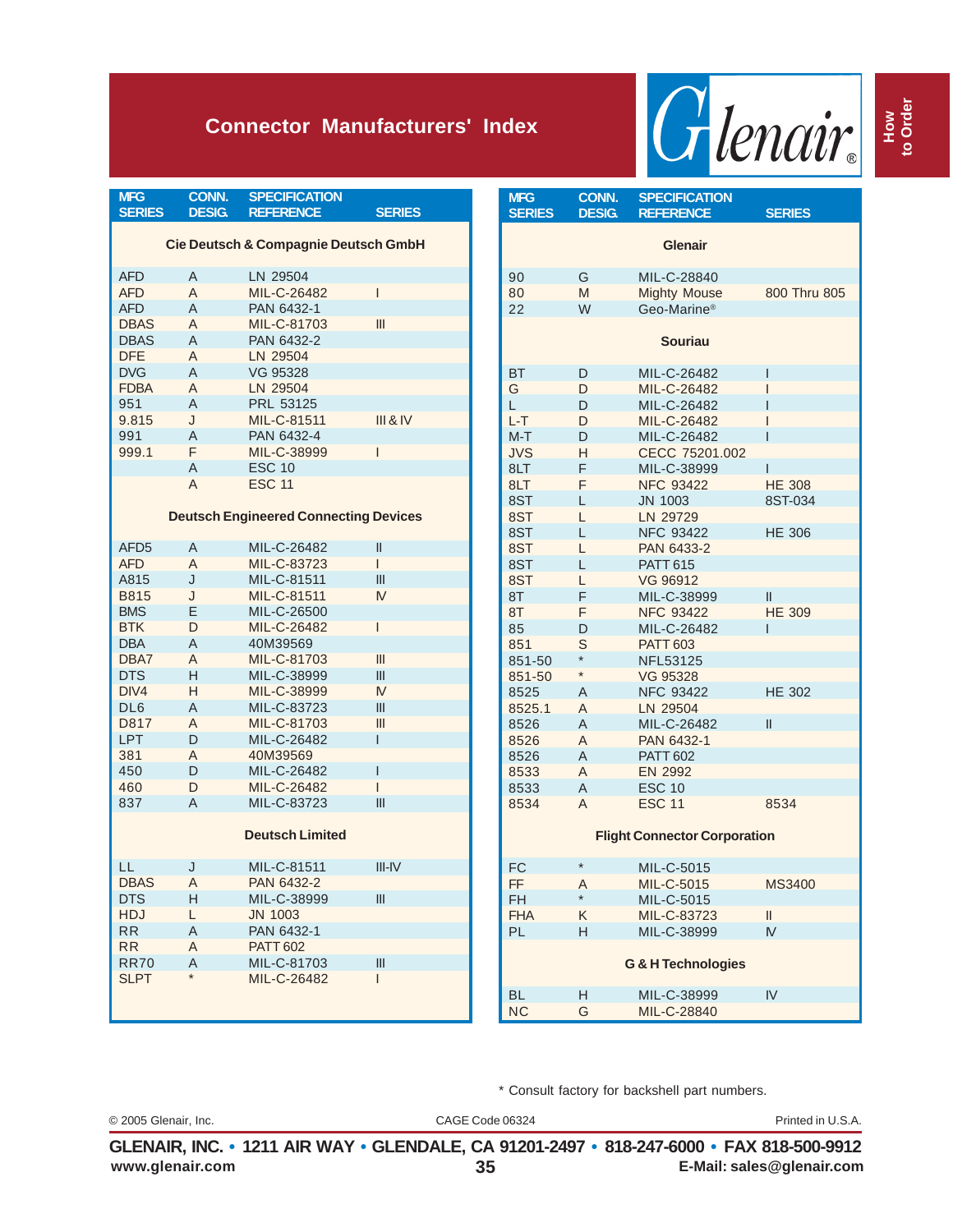# Connector Manufacturers' Index

| MFG SERIES | CONN. DESIG. | SPECIFICATION REFERENCE | SERIES |
|---|---|---|---|
| **Cie Deutsch & Compagnie Deutsch GmbH** | | | |
| AFD | A | LN 29504 | |
| AFD | A | MIL-C-26482 | I |
| AFD | A | PAN 6432-1 | |
| DBAS | A | MIL-C-81703 | III |
| DBAS | A | PAN 6432-2 | |
| DFE | A | LN 29504 | |
| DVG | A | VG 95328 | |
| FDBA | A | LN 29504 | |
| 951 | A | PRL 53125 | |
| 9.815 | J | MIL-C-81511 | III & IV |
| 991 | A | PAN 6432-4 | |
| 999.1 | F | MIL-C-38999 | I |
| | A | ESC 10 | |
| | A | ESC 11 | |
| **Deutsch Engineered Connecting Devices** | | | |
| AFD5 | A | MIL-C-26482 | II |
| AFD | A | MIL-C-83723 | I |
| A815 | J | MIL-C-81511 | III |
| B815 | J | MIL-C-81511 | IV |
| BMS | E | MIL-C-26500 | |
| BTK | D | MIL-C-26482 | I |
| DBA | A | 40M39569 | |
| DBA7 | A | MIL-C-81703 | III |
| DTS | H | MIL-C-38999 | III |
| DIV4 | H | MIL-C-38999 | IV |
| DL6 | A | MIL-C-83723 | III |
| D817 | A | MIL-C-81703 | III |
| LPT | D | MIL-C-26482 | I |
| 381 | A | 40M39569 | |
| 450 | D | MIL-C-26482 | I |
| 460 | D | MIL-C-26482 | I |
| 837 | A | MIL-C-83723 | III |
| **Deutsch Limited** | | | |
| LL | J | MIL-C-81511 | III-IV |
| DBAS | A | PAN 6432-2 | |
| DTS | H | MIL-C-38999 | III |
| HDJ | L | JN 1003 | |
| RR | A | PAN 6432-1 | |
| RR | A | PATT 602 | |
| RR70 | A | MIL-C-81703 | III |
| SLPT | * | MIL-C-26482 | I |

| MFG SERIES | CONN. DESIG. | SPECIFICATION REFERENCE | SERIES |
|---|---|---|---|
| **Glenair** | | | |
| 90 | G | MIL-C-28840 | |
| 80 | M | Mighty Mouse | 800 Thru 805 |
| 22 | W | Geo-Marine® | |
| **Souriau** | | | |
| BT | D | MIL-C-26482 | I |
| G | D | MIL-C-26482 | I |
| L | D | MIL-C-26482 | I |
| L-T | D | MIL-C-26482 | I |
| M-T | D | MIL-C-26482 | I |
| JVS | H | CECC 75201.002 | |
| 8LT | F | MIL-C-38999 | I |
| 8LT | F | NFC 93422 | HE 308 |
| 8ST | L | JN 1003 | 8ST-034 |
| 8ST | L | LN 29729 | |
| 8ST | L | NFC 93422 | HE 306 |
| 8ST | L | PAN 6433-2 | |
| 8ST | L | PATT 615 | |
| 8ST | L | VG 96912 | |
| 8T | F | MIL-C-38999 | II |
| 8T | F | NFC 93422 | HE 309 |
| 85 | D | MIL-C-26482 | I |
| 851 | S | PATT 603 | |
| 851-50 | * | NFL53125 | |
| 851-50 | * | VG 95328 | |
| 8525 | A | NFC 93422 | HE 302 |
| 8525.1 | A | LN 29504 | |
| 8526 | A | MIL-C-26482 | II |
| 8526 | A | PAN 6432-1 | |
| 8526 | A | PATT 602 | |
| 8533 | A | EN 2992 | |
| 8533 | A | ESC 10 | |
| 8534 | A | ESC 11 | 8534 |
| **Flight Connector Corporation** | | | |
| FC | * | MIL-C-5015 | |
| FF | A | MIL-C-5015 | MS3400 |
| FH | * | MIL-C-5015 | |
| FHA | K | MIL-C-83723 | II |
| PL | H | MIL-C-38999 | IV |
| **G & H Technologies** | | | |
| BL | H | MIL-C-38999 | IV |
| NC | G | MIL-C-28840 | |

* Consult factory for backshell part numbers.

© 2005 Glenair, Inc. CAGE Code 06324 Printed in U.S.A.

GLENAIR, INC. • 1211 AIR WAY • GLENDALE, CA 91201-2497 • 818-247-6000 • FAX 818-500-9912
www.glenair.com E-Mail: sales@glenair.com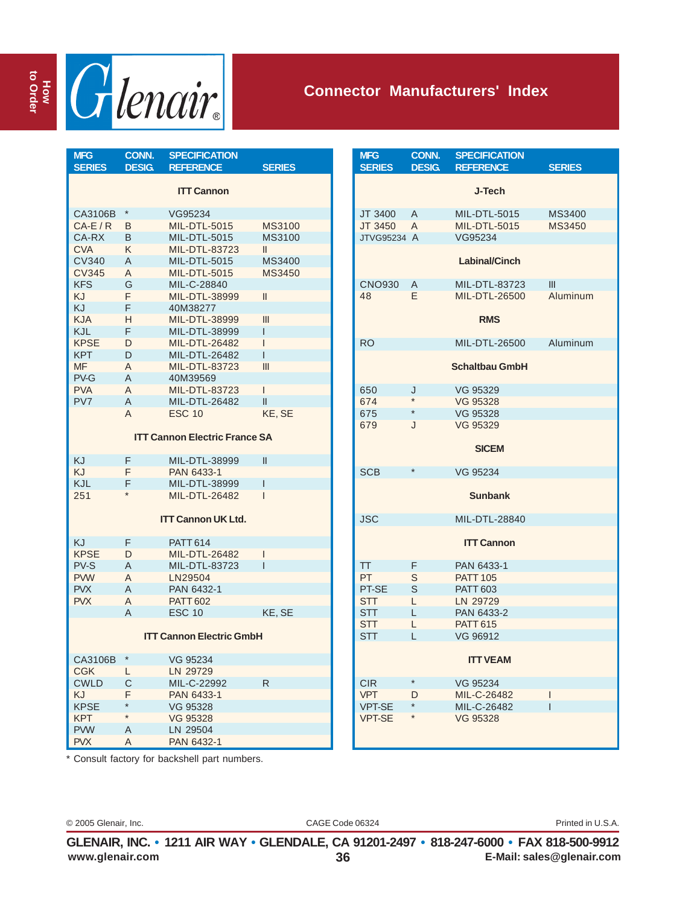# Connector Manufacturers' Index

| MFG SERIES | CONN. DESIG. | SPECIFICATION REFERENCE | SERIES |
|---|---|---|---|
| **ITT Cannon** | | | |
| CA3106B | * | VG95234 | |
| CA-E / R | B | MIL-DTL-5015 | MS3100 |
| CA-RX | B | MIL-DTL-5015 | MS3100 |
| CVA | K | MIL-DTL-83723 | II |
| CV340 | A | MIL-DTL-5015 | MS3400 |
| CV345 | A | MIL-DTL-5015 | MS3450 |
| KFS | G | MIL-C-28840 | |
| KJ | F | MIL-DTL-38999 | II |
| KJ | F | 40M38277 | |
| KJA | H | MIL-DTL-38999 | III |
| KJL | F | MIL-DTL-38999 | I |
| KPSE | D | MIL-DTL-26482 | I |
| KPT | D | MIL-DTL-26482 | I |
| MF | A | MIL-DTL-83723 | III |
| PV-G | A | 40M39569 | |
| PVA | A | MIL-DTL-83723 | I |
| PV7 | A | MIL-DTL-26482 | II |
| | A | ESC 10 | KE, SE |
| **ITT Cannon Electric France SA** | | | |
| KJ | F | MIL-DTL-38999 | II |
| KJ | F | PAN 6433-1 | |
| KJL | F | MIL-DTL-38999 | I |
| 251 | * | MIL-DTL-26482 | I |
| **ITT Cannon UK Ltd.** | | | |
| KJ | F | PATT 614 | |
| KPSE | D | MIL-DTL-26482 | I |
| PV-S | A | MIL-DTL-83723 | I |
| PVW | A | LN29504 | |
| PVX | A | PAN 6432-1 | |
| PVX | A | PATT 602 | |
| | A | ESC 10 | KE, SE |
| **ITT Cannon Electric GmbH** | | | |
| CA3106B | * | VG 95234 | |
| CGK | L | LN 29729 | |
| CWLD | C | MIL-C-22992 | R |
| KJ | F | PAN 6433-1 | |
| KPSE | * | VG 95328 | |
| KPT | * | VG 95328 | |
| PVW | A | LN 29504 | |
| PVX | A | PAN 6432-1 | |

| MFG SERIES | CONN. DESIG. | SPECIFICATION REFERENCE | SERIES |
|---|---|---|---|
| **J-Tech** | | | |
| JT 3400 | A | MIL-DTL-5015 | MS3400 |
| JT 3450 | A | MIL-DTL-5015 | MS3450 |
| JTVG95234 | A | VG95234 | |
| **Labinal/Cinch** | | | |
| CNO930 | A | MIL-DTL-83723 | III |
| 48 | E | MIL-DTL-26500 | Aluminum |
| **RMS** | | | |
| RO | | MIL-DTL-26500 | Aluminum |
| **Schaltbau GmbH** | | | |
| 650 | J | VG 95329 | |
| 674 | * | VG 95328 | |
| 675 | * | VG 95328 | |
| 679 | J | VG 95329 | |
| **SICEM** | | | |
| SCB | * | VG 95234 | |
| **Sunbank** | | | |
| JSC | | MIL-DTL-28840 | |
| **ITT Cannon** | | | |
| TT | F | PAN 6433-1 | |
| PT | S | PATT 105 | |
| PT-SE | S | PATT 603 | |
| STT | L | LN 29729 | |
| STT | L | PAN 6433-2 | |
| STT | L | PATT 615 | |
| STT | L | VG 96912 | |
| **ITT VEAM** | | | |
| CIR | * | VG 95234 | |
| VPT | D | MIL-C-26482 | I |
| VPT-SE | * | MIL-C-26482 | I |
| VPT-SE | * | VG 95328 | |

* Consult factory for backshell part numbers.

© 2005 Glenair, Inc. CAGE Code 06324 Printed in U.S.A.

GLENAIR, INC. • 1211 AIR WAY • GLENDALE, CA 91201-2497 • 818-247-6000 • FAX 818-500-9912

www.glenair.com E-Mail: sales@glenair.com